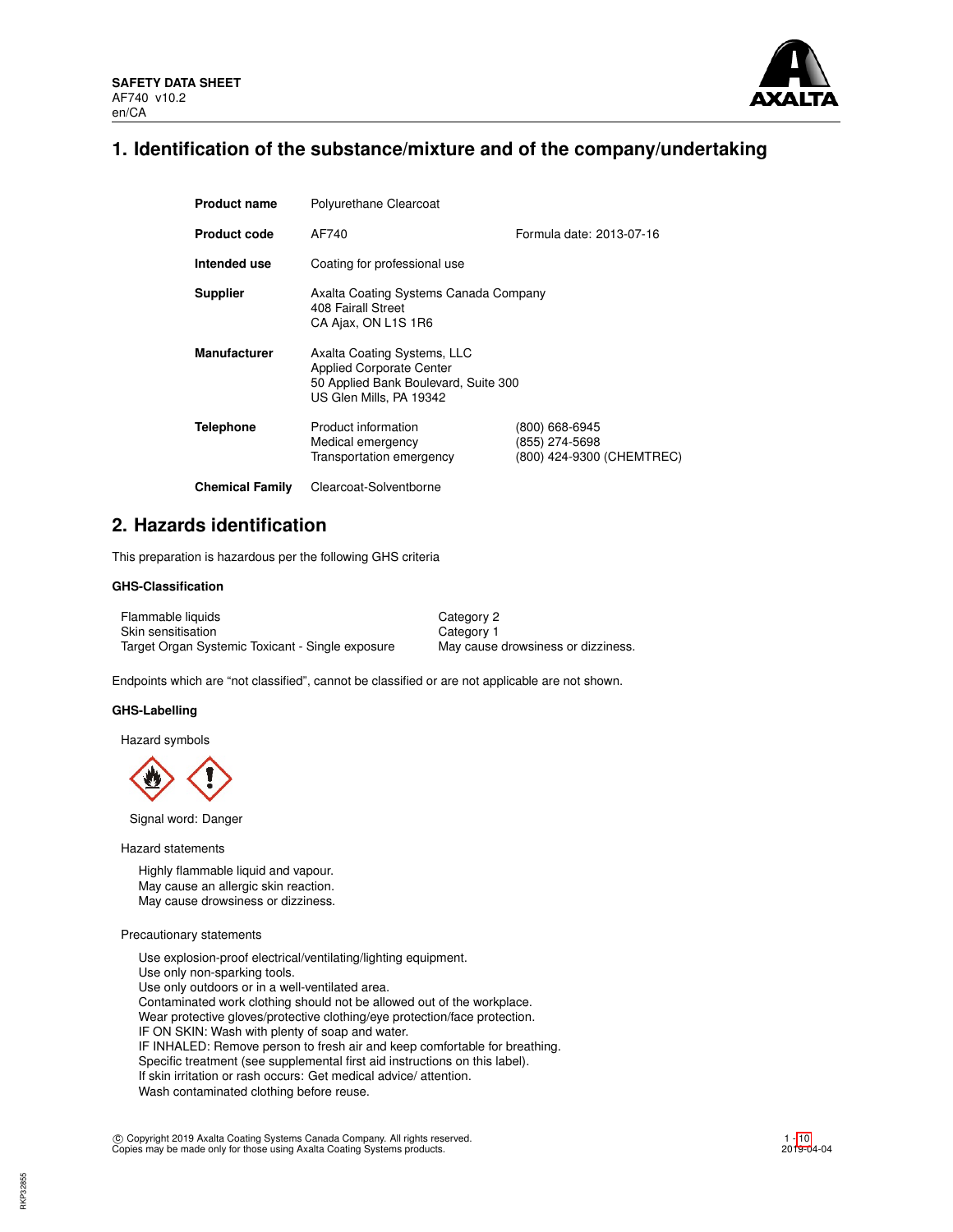**SAFETY DATA SHEET**
AF740 v10.2
en/CA

# 1. Identification of the substance/mixture and of the company/undertaking

| | | |
|---|---|---|
| **Product name** | Polyurethane Clearcoat | |
| **Product code** | AF740 | Formula date: 2013-07-16 |
| **Intended use** | Coating for professional use | |
| **Supplier** | Axalta Coating Systems Canada Company<br>408 Fairall Street<br>CA Ajax, ON L1S 1R6 | |
| **Manufacturer** | Axalta Coating Systems, LLC<br>Applied Corporate Center<br>50 Applied Bank Boulevard, Suite 300<br>US Glen Mills, PA 19342 | |
| **Telephone** | Product information<br>Medical emergency<br>Transportation emergency | (800) 668-6945<br>(855) 274-5698<br>(800) 424-9300 (CHEMTREC) |
| **Chemical Family** | Clearcoat-Solventborne | |

# 2. Hazards identification

This preparation is hazardous per the following GHS criteria

### GHS-Classification

| | |
|---|---|
| Flammable liquids | Category 2 |
| Skin sensitisation | Category 1 |
| Target Organ Systemic Toxicant - Single exposure | May cause drowsiness or dizziness. |

Endpoints which are "not classified", cannot be classified or are not applicable are not shown.

### GHS-Labelling

Hazard symbols

Signal word: Danger

Hazard statements

Highly flammable liquid and vapour.
May cause an allergic skin reaction.
May cause drowsiness or dizziness.

Precautionary statements

Use explosion-proof electrical/ventilating/lighting equipment.
Use only non-sparking tools.
Use only outdoors or in a well-ventilated area.
Contaminated work clothing should not be allowed out of the workplace.
Wear protective gloves/protective clothing/eye protection/face protection.
IF ON SKIN: Wash with plenty of soap and water.
IF INHALED: Remove person to fresh air and keep comfortable for breathing.
Specific treatment (see supplemental first aid instructions on this label).
If skin irritation or rash occurs: Get medical advice/ attention.
Wash contaminated clothing before reuse.

© Copyright 2019 Axalta Coating Systems Canada Company. All rights reserved.
Copies may be made only for those using Axalta Coating Systems products.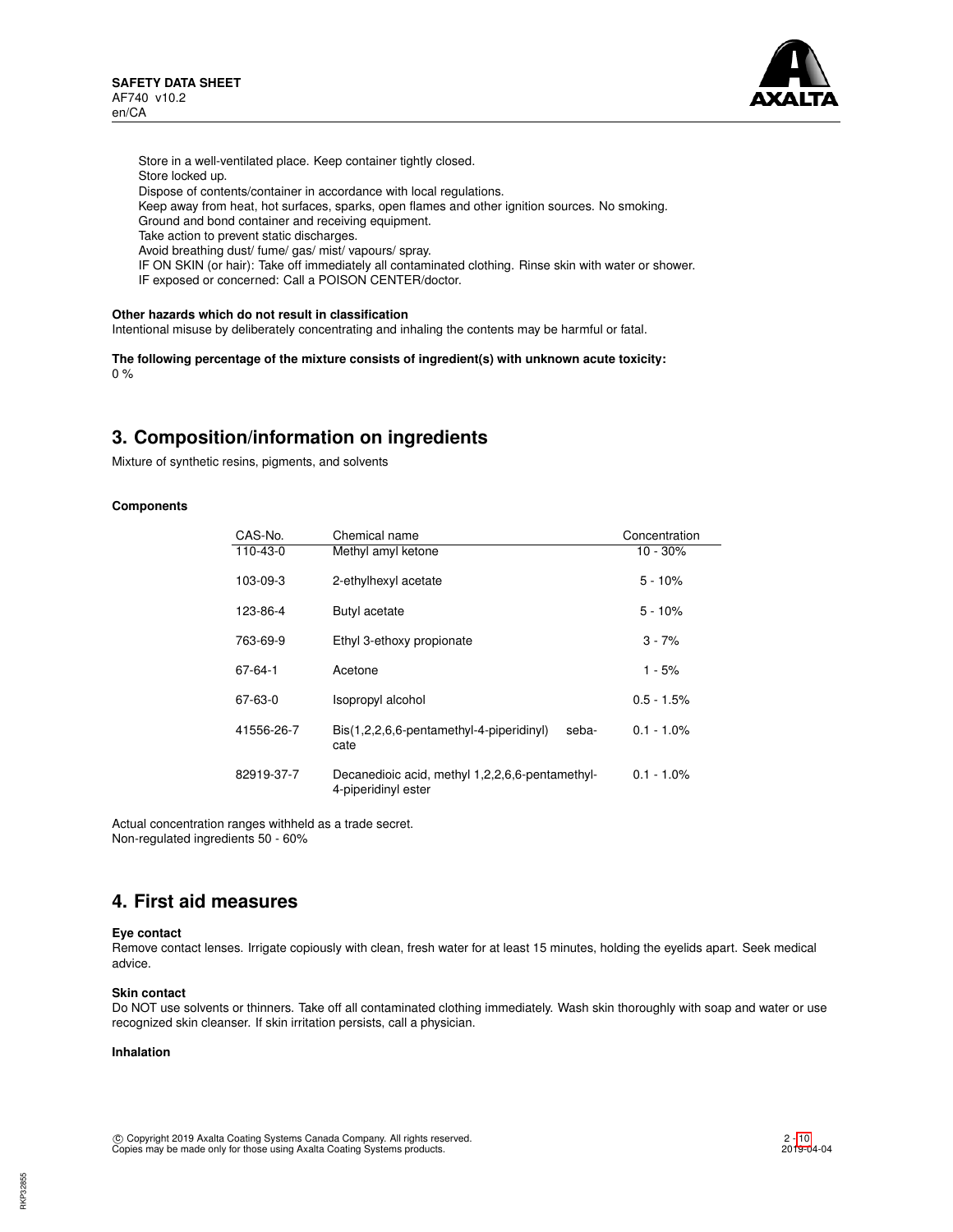Store in a well-ventilated place. Keep container tightly closed.
Store locked up.
Dispose of contents/container in accordance with local regulations.
Keep away from heat, hot surfaces, sparks, open flames and other ignition sources. No smoking.
Ground and bond container and receiving equipment.
Take action to prevent static discharges.
Avoid breathing dust/ fume/ gas/ mist/ vapours/ spray.
IF ON SKIN (or hair): Take off immediately all contaminated clothing. Rinse skin with water or shower.
IF exposed or concerned: Call a POISON CENTER/doctor.

**Other hazards which do not result in classification**
Intentional misuse by deliberately concentrating and inhaling the contents may be harmful or fatal.

**The following percentage of the mixture consists of ingredient(s) with unknown acute toxicity:**
0 %

## 3. Composition/information on ingredients

Mixture of synthetic resins, pigments, and solvents

**Components**

| CAS-No. | Chemical name | Concentration |
|---|---|---|
| 110-43-0 | Methyl amyl ketone | 10 - 30% |
| 103-09-3 | 2-ethylhexyl acetate | 5 - 10% |
| 123-86-4 | Butyl acetate | 5 - 10% |
| 763-69-9 | Ethyl 3-ethoxy propionate | 3 - 7% |
| 67-64-1 | Acetone | 1 - 5% |
| 67-63-0 | Isopropyl alcohol | 0.5 - 1.5% |
| 41556-26-7 | Bis(1,2,2,6,6-pentamethyl-4-piperidinyl) sebacate | 0.1 - 1.0% |
| 82919-37-7 | Decanedioic acid, methyl 1,2,2,6,6-pentamethyl-4-piperidinyl ester | 0.1 - 1.0% |

Actual concentration ranges withheld as a trade secret.
Non-regulated ingredients 50 - 60%

## 4. First aid measures

**Eye contact**
Remove contact lenses. Irrigate copiously with clean, fresh water for at least 15 minutes, holding the eyelids apart. Seek medical advice.

**Skin contact**
Do NOT use solvents or thinners. Take off all contaminated clothing immediately. Wash skin thoroughly with soap and water or use recognized skin cleanser. If skin irritation persists, call a physician.

**Inhalation**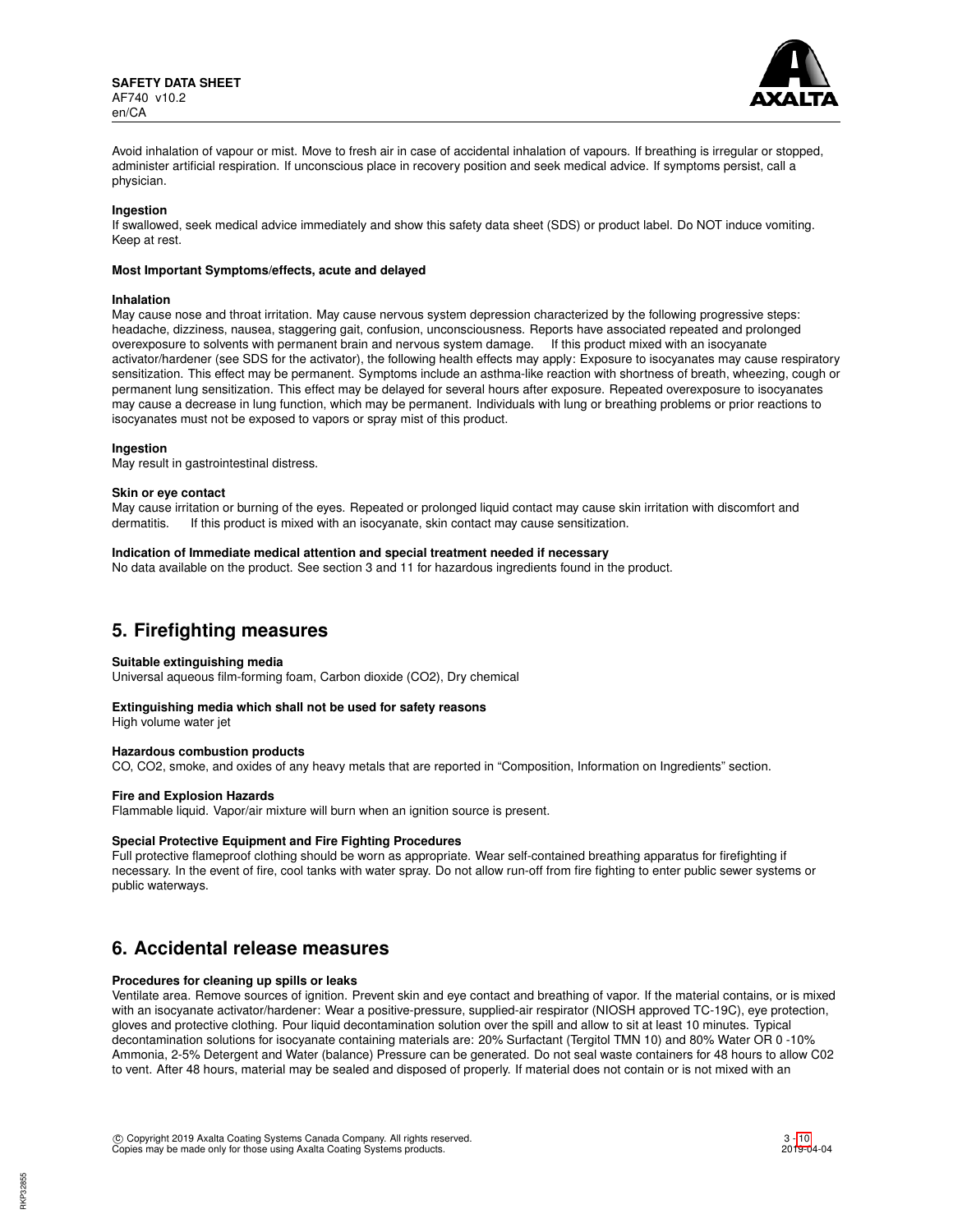Avoid inhalation of vapour or mist. Move to fresh air in case of accidental inhalation of vapours. If breathing is irregular or stopped, administer artificial respiration. If unconscious place in recovery position and seek medical advice. If symptoms persist, call a physician.

**Ingestion**
If swallowed, seek medical advice immediately and show this safety data sheet (SDS) or product label. Do NOT induce vomiting. Keep at rest.

**Most Important Symptoms/effects, acute and delayed**

**Inhalation**
May cause nose and throat irritation. May cause nervous system depression characterized by the following progressive steps: headache, dizziness, nausea, staggering gait, confusion, unconsciousness. Reports have associated repeated and prolonged overexposure to solvents with permanent brain and nervous system damage. If this product mixed with an isocyanate activator/hardener (see SDS for the activator), the following health effects may apply: Exposure to isocyanates may cause respiratory sensitization. This effect may be permanent. Symptoms include an asthma-like reaction with shortness of breath, wheezing, cough or permanent lung sensitization. This effect may be delayed for several hours after exposure. Repeated overexposure to isocyanates may cause a decrease in lung function, which may be permanent. Individuals with lung or breathing problems or prior reactions to isocyanates must not be exposed to vapors or spray mist of this product.

**Ingestion**
May result in gastrointestinal distress.

**Skin or eye contact**
May cause irritation or burning of the eyes. Repeated or prolonged liquid contact may cause skin irritation with discomfort and dermatitis. If this product is mixed with an isocyanate, skin contact may cause sensitization.

**Indication of Immediate medical attention and special treatment needed if necessary**
No data available on the product. See section 3 and 11 for hazardous ingredients found in the product.

## 5. Firefighting measures

**Suitable extinguishing media**
Universal aqueous film-forming foam, Carbon dioxide ($CO_2$), Dry chemical

**Extinguishing media which shall not be used for safety reasons**
High volume water jet

**Hazardous combustion products**
CO, $CO_2$, smoke, and oxides of any heavy metals that are reported in "Composition, Information on Ingredients" section.

**Fire and Explosion Hazards**
Flammable liquid. Vapor/air mixture will burn when an ignition source is present.

**Special Protective Equipment and Fire Fighting Procedures**
Full protective flameproof clothing should be worn as appropriate. Wear self-contained breathing apparatus for firefighting if necessary. In the event of fire, cool tanks with water spray. Do not allow run-off from fire fighting to enter public sewer systems or public waterways.

## 6. Accidental release measures

**Procedures for cleaning up spills or leaks**
Ventilate area. Remove sources of ignition. Prevent skin and eye contact and breathing of vapor. If the material contains, or is mixed with an isocyanate activator/hardener: Wear a positive-pressure, supplied-air respirator (NIOSH approved TC-19C), eye protection, gloves and protective clothing. Pour liquid decontamination solution over the spill and allow to sit at least 10 minutes. Typical decontamination solutions for isocyanate containing materials are: 20% Surfactant (Tergitol TMN 10) and 80% Water OR 0 -10% Ammonia, 2-5% Detergent and Water (balance) Pressure can be generated. Do not seal waste containers for 48 hours to allow C02 to vent. After 48 hours, material may be sealed and disposed of properly. If material does not contain or is not mixed with an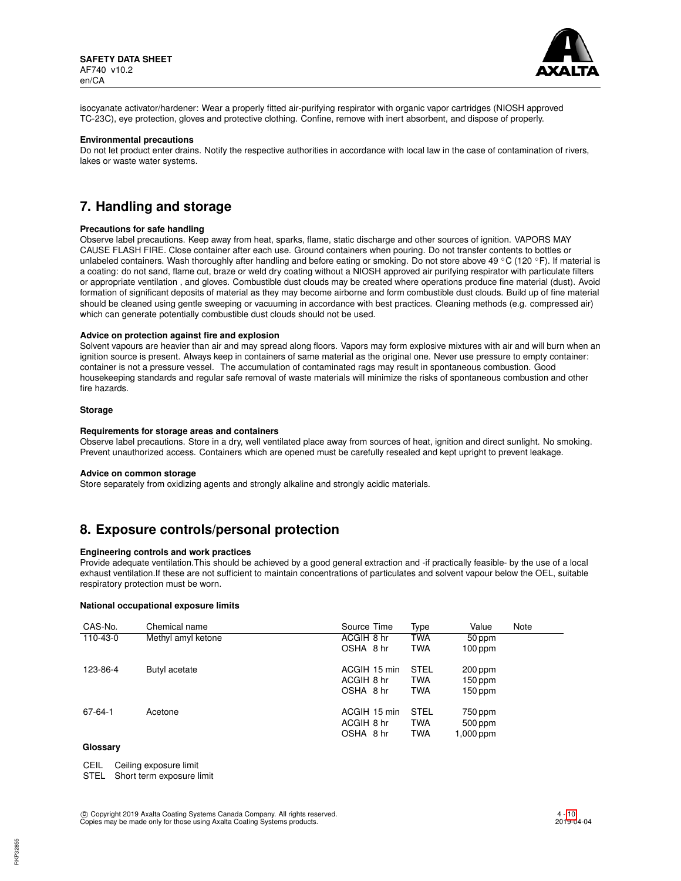isocyanate activator/hardener: Wear a properly fitted air-purifying respirator with organic vapor cartridges (NIOSH approved TC-23C), eye protection, gloves and protective clothing. Confine, remove with inert absorbent, and dispose of properly.

**Environmental precautions**

Do not let product enter drains. Notify the respective authorities in accordance with local law in the case of contamination of rivers, lakes or waste water systems.

## 7. Handling and storage

**Precautions for safe handling**

Observe label precautions. Keep away from heat, sparks, flame, static discharge and other sources of ignition. VAPORS MAY CAUSE FLASH FIRE. Close container after each use. Ground containers when pouring. Do not transfer contents to bottles or unlabeled containers. Wash thoroughly after handling and before eating or smoking. Do not store above 49 °C (120 °F). If material is a coating: do not sand, flame cut, braze or weld dry coating without a NIOSH approved air purifying respirator with particulate filters or appropriate ventilation , and gloves. Combustible dust clouds may be created where operations produce fine material (dust). Avoid formation of significant deposits of material as they may become airborne and form combustible dust clouds. Build up of fine material should be cleaned using gentle sweeping or vacuuming in accordance with best practices. Cleaning methods (e.g. compressed air) which can generate potentially combustible dust clouds should not be used.

**Advice on protection against fire and explosion**

Solvent vapours are heavier than air and may spread along floors. Vapors may form explosive mixtures with air and will burn when an ignition source is present. Always keep in containers of same material as the original one. Never use pressure to empty container: container is not a pressure vessel. The accumulation of contaminated rags may result in spontaneous combustion. Good housekeeping standards and regular safe removal of waste materials will minimize the risks of spontaneous combustion and other fire hazards.

**Storage**

**Requirements for storage areas and containers**

Observe label precautions. Store in a dry, well ventilated place away from sources of heat, ignition and direct sunlight. No smoking. Prevent unauthorized access. Containers which are opened must be carefully resealed and kept upright to prevent leakage.

**Advice on common storage**

Store separately from oxidizing agents and strongly alkaline and strongly acidic materials.

## 8. Exposure controls/personal protection

**Engineering controls and work practices**

Provide adequate ventilation.This should be achieved by a good general extraction and -if practically feasible- by the use of a local exhaust ventilation.If these are not sufficient to maintain concentrations of particulates and solvent vapour below the OEL, suitable respiratory protection must be worn.

**National occupational exposure limits**

| CAS-No. | Chemical name | Source | Time | Type | Value | Note |
|---|---|---|---|---|---|---|
| 110-43-0 | Methyl amyl ketone | ACGIH | 8 hr | TWA | 50 ppm | |
| | | OSHA | 8 hr | TWA | 100 ppm | |
| 123-86-4 | Butyl acetate | ACGIH | 15 min | STEL | 200 ppm | |
| | | ACGIH | 8 hr | TWA | 150 ppm | |
| | | OSHA | 8 hr | TWA | 150 ppm | |
| 67-64-1 | Acetone | ACGIH | 15 min | STEL | 750 ppm | |
| | | ACGIH | 8 hr | TWA | 500 ppm | |
| | | OSHA | 8 hr | TWA | 1,000 ppm | |

**Glossary**

CEIL Ceiling exposure limit
STEL Short term exposure limit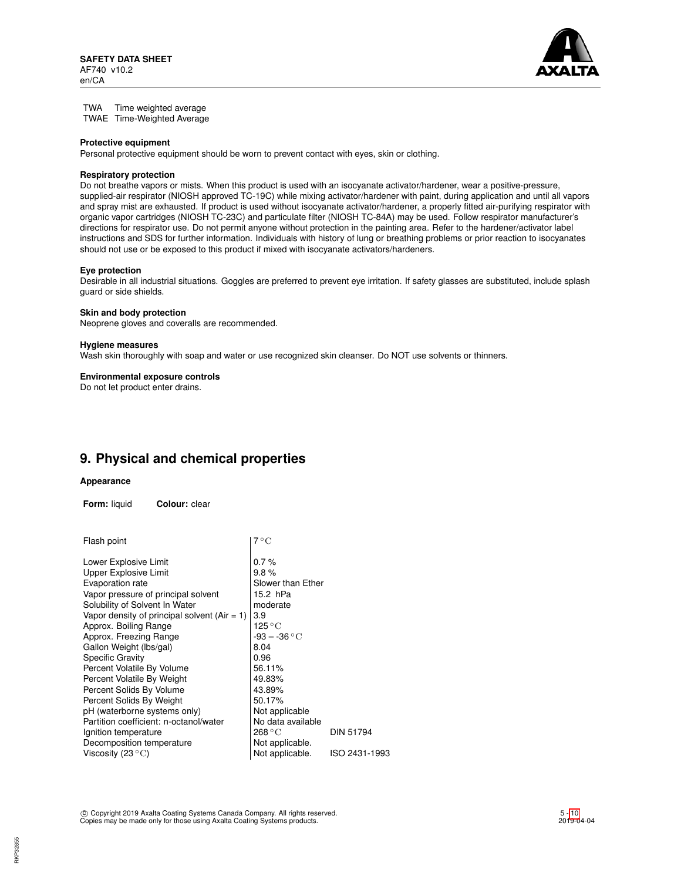| | |
|---|---|
| TWA | Time weighted average |
| TWAE | Time-Weighted Average |

**Protective equipment**
Personal protective equipment should be worn to prevent contact with eyes, skin or clothing.

**Respiratory protection**
Do not breathe vapors or mists. When this product is used with an isocyanate activator/hardener, wear a positive-pressure, supplied-air respirator (NIOSH approved TC-19C) while mixing activator/hardener with paint, during application and until all vapors and spray mist are exhausted. If product is used without isocyanate activator/hardener, a properly fitted air-purifying respirator with organic vapor cartridges (NIOSH TC-23C) and particulate filter (NIOSH TC-84A) may be used. Follow respirator manufacturer's directions for respirator use. Do not permit anyone without protection in the painting area. Refer to the hardener/activator label instructions and SDS for further information. Individuals with history of lung or breathing problems or prior reaction to isocyanates should not use or be exposed to this product if mixed with isocyanate activators/hardeners.

**Eye protection**
Desirable in all industrial situations. Goggles are preferred to prevent eye irritation. If safety glasses are substituted, include splash guard or side shields.

**Skin and body protection**
Neoprene gloves and coveralls are recommended.

**Hygiene measures**
Wash skin thoroughly with soap and water or use recognized skin cleanser. Do NOT use solvents or thinners.

**Environmental exposure controls**
Do not let product enter drains.

## 9. Physical and chemical properties

**Appearance**

**Form:** liquid **Colour:** clear

| Property | Value | Method |
|---|---|---|
| Flash point | 7 °C | |
| Lower Explosive Limit | 0.7 % | |
| Upper Explosive Limit | 9.8 % | |
| Evaporation rate | Slower than Ether | |
| Vapor pressure of principal solvent | 15.2 hPa | |
| Solubility of Solvent In Water | moderate | |
| Vapor density of principal solvent (Air = 1) | 3.9 | |
| Approx. Boiling Range | 125 °C | |
| Approx. Freezing Range | -93 – -36 °C | |
| Gallon Weight (lbs/gal) | 8.04 | |
| Specific Gravity | 0.96 | |
| Percent Volatile By Volume | 56.11% | |
| Percent Volatile By Weight | 49.83% | |
| Percent Solids By Volume | 43.89% | |
| Percent Solids By Weight | 50.17% | |
| pH (waterborne systems only) | Not applicable | |
| Partition coefficient: n-octanol/water | No data available | |
| Ignition temperature | 268 °C | DIN 51794 |
| Decomposition temperature | Not applicable. | |
| Viscosity (23 °C) | Not applicable. | ISO 2431-1993 |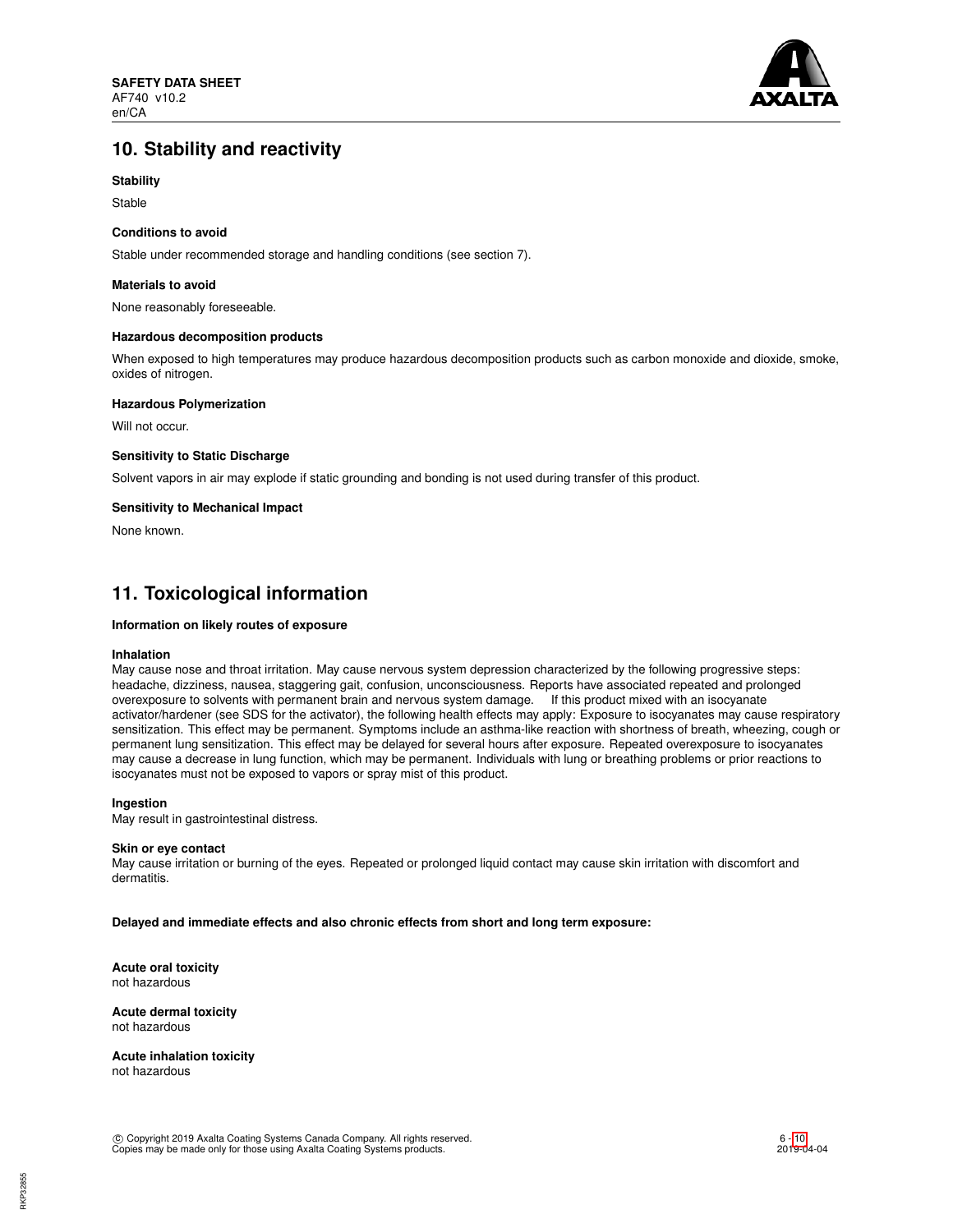## 10. Stability and reactivity

**Stability**

Stable

**Conditions to avoid**

Stable under recommended storage and handling conditions (see section 7).

**Materials to avoid**

None reasonably foreseeable.

**Hazardous decomposition products**

When exposed to high temperatures may produce hazardous decomposition products such as carbon monoxide and dioxide, smoke, oxides of nitrogen.

**Hazardous Polymerization**

Will not occur.

**Sensitivity to Static Discharge**

Solvent vapors in air may explode if static grounding and bonding is not used during transfer of this product.

**Sensitivity to Mechanical Impact**

None known.

## 11. Toxicological information

**Information on likely routes of exposure**

**Inhalation**

May cause nose and throat irritation. May cause nervous system depression characterized by the following progressive steps: headache, dizziness, nausea, staggering gait, confusion, unconsciousness. Reports have associated repeated and prolonged overexposure to solvents with permanent brain and nervous system damage. If this product mixed with an isocyanate activator/hardener (see SDS for the activator), the following health effects may apply: Exposure to isocyanates may cause respiratory sensitization. This effect may be permanent. Symptoms include an asthma-like reaction with shortness of breath, wheezing, cough or permanent lung sensitization. This effect may be delayed for several hours after exposure. Repeated overexposure to isocyanates may cause a decrease in lung function, which may be permanent. Individuals with lung or breathing problems or prior reactions to isocyanates must not be exposed to vapors or spray mist of this product.

**Ingestion**

May result in gastrointestinal distress.

**Skin or eye contact**

May cause irritation or burning of the eyes. Repeated or prolonged liquid contact may cause skin irritation with discomfort and dermatitis.

**Delayed and immediate effects and also chronic effects from short and long term exposure:**

**Acute oral toxicity**
not hazardous

**Acute dermal toxicity**
not hazardous

**Acute inhalation toxicity**
not hazardous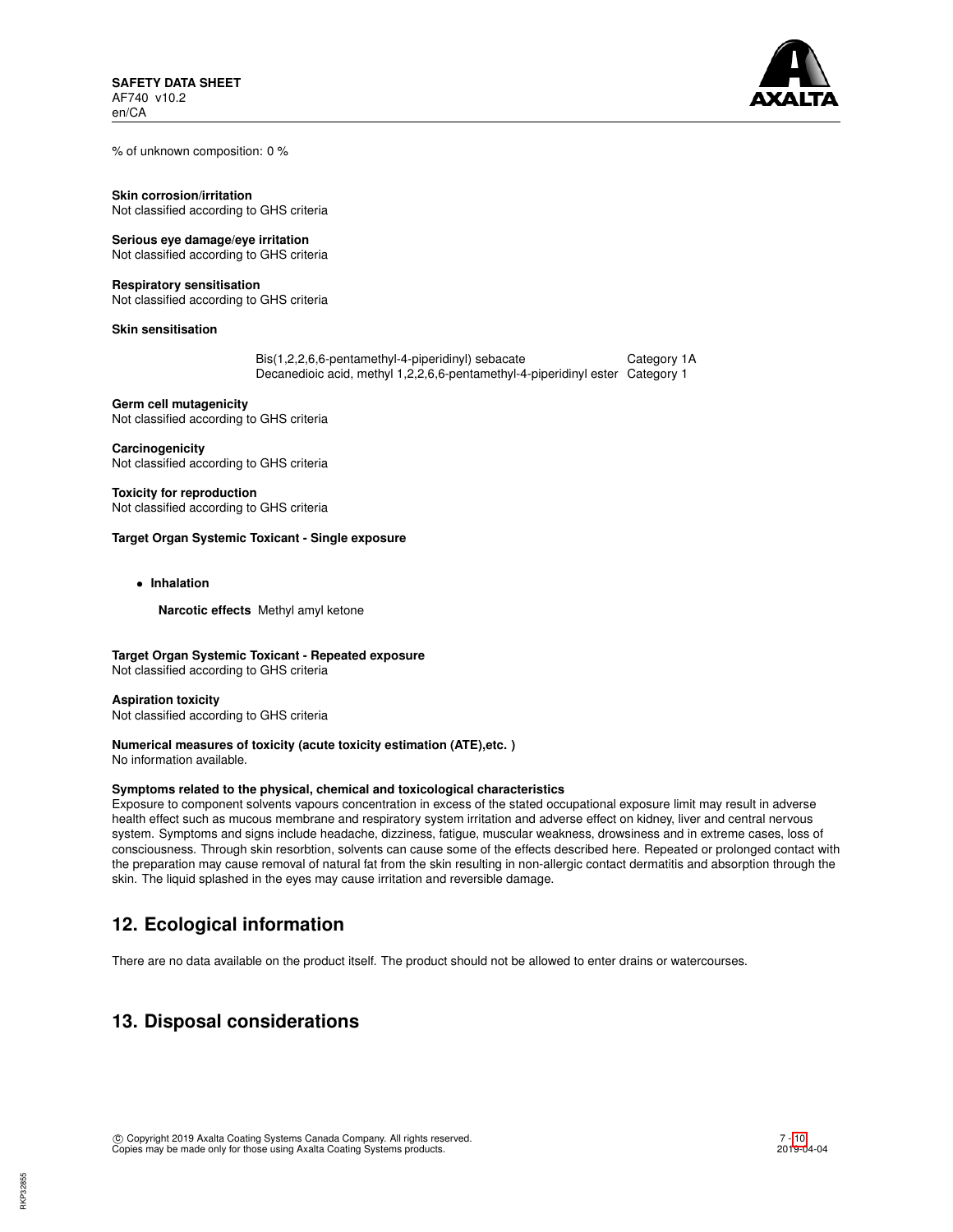% of unknown composition: 0 %

**Skin corrosion/irritation**
Not classified according to GHS criteria

**Serious eye damage/eye irritation**
Not classified according to GHS criteria

**Respiratory sensitisation**
Not classified according to GHS criteria

**Skin sensitisation**

| | |
|---|---|
| Bis(1,2,2,6,6-pentamethyl-4-piperidinyl) sebacate | Category 1A |
| Decanedioic acid, methyl 1,2,2,6,6-pentamethyl-4-piperidinyl ester | Category 1 |

**Germ cell mutagenicity**
Not classified according to GHS criteria

**Carcinogenicity**
Not classified according to GHS criteria

**Toxicity for reproduction**
Not classified according to GHS criteria

**Target Organ Systemic Toxicant - Single exposure**

- **Inhalation**

  **Narcotic effects** Methyl amyl ketone

**Target Organ Systemic Toxicant - Repeated exposure**
Not classified according to GHS criteria

**Aspiration toxicity**
Not classified according to GHS criteria

**Numerical measures of toxicity (acute toxicity estimation (ATE),etc. )**
No information available.

**Symptoms related to the physical, chemical and toxicological characteristics**
Exposure to component solvents vapours concentration in excess of the stated occupational exposure limit may result in adverse health effect such as mucous membrane and respiratory system irritation and adverse effect on kidney, liver and central nervous system. Symptoms and signs include headache, dizziness, fatigue, muscular weakness, drowsiness and in extreme cases, loss of consciousness. Through skin resorbtion, solvents can cause some of the effects described here. Repeated or prolonged contact with the preparation may cause removal of natural fat from the skin resulting in non-allergic contact dermatitis and absorption through the skin. The liquid splashed in the eyes may cause irritation and reversible damage.

## 12. Ecological information

There are no data available on the product itself. The product should not be allowed to enter drains or watercourses.

## 13. Disposal considerations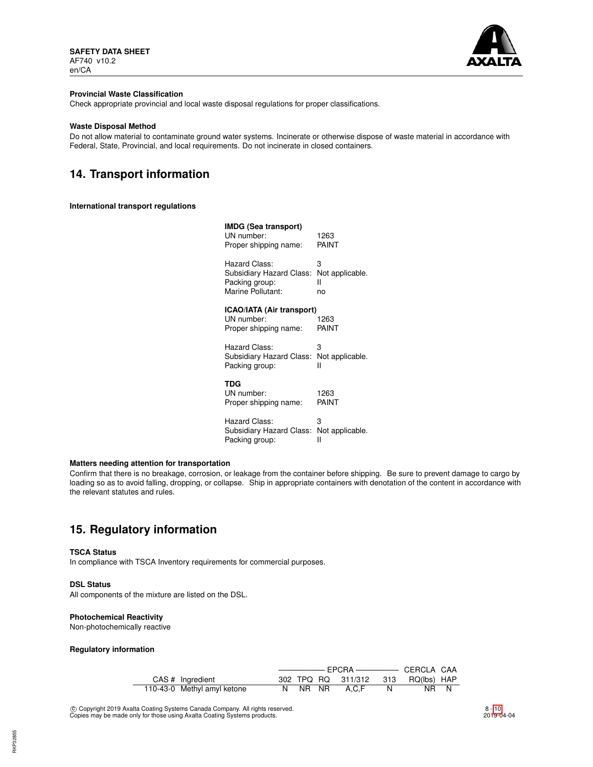**Provincial Waste Classification**

Check appropriate provincial and local waste disposal regulations for proper classifications.

**Waste Disposal Method**

Do not allow material to contaminate ground water systems. Incinerate or otherwise dispose of waste material in accordance with Federal, State, Provincial, and local requirements. Do not incinerate in closed containers.

## 14. Transport information

**International transport regulations**

**IMDG (Sea transport)**

| | |
|---|---|
| UN number: | 1263 |
| Proper shipping name: | PAINT |
| Hazard Class: | 3 |
| Subsidiary Hazard Class: | Not applicable. |
| Packing group: | II |
| Marine Pollutant: | no |

**ICAO/IATA (Air transport)**

| | |
|---|---|
| UN number: | 1263 |
| Proper shipping name: | PAINT |
| Hazard Class: | 3 |
| Subsidiary Hazard Class: | Not applicable. |
| Packing group: | II |

**TDG**

| | |
|---|---|
| UN number: | 1263 |
| Proper shipping name: | PAINT |
| Hazard Class: | 3 |
| Subsidiary Hazard Class: | Not applicable. |
| Packing group: | II |

**Matters needing attention for transportation**

Confirm that there is no breakage, corrosion, or leakage from the container before shipping. Be sure to prevent damage to cargo by loading so as to avoid falling, dropping, or collapse. Ship in appropriate containers with denotation of the content in accordance with the relevant statutes and rules.

## 15. Regulatory information

**TSCA Status**

In compliance with TSCA Inventory requirements for commercial purposes.

**DSL Status**

All components of the mixture are listed on the DSL.

**Photochemical Reactivity**

Non-photochemically reactive

**Regulatory information**

| | | EPCRA | | | | | CERCLA | CAA |
|---|---|---|---|---|---|---|---|---|
| CAS # | Ingredient | 302 | TPQ | RQ | 311/312 | 313 | RQ(lbs) | HAP |
| 110-43-0 | Methyl amyl ketone | N | NR | NR | A,C,F | N | NR | N |

© Copyright 2019 Axalta Coating Systems Canada Company. All rights reserved.
Copies may be made only for those using Axalta Coating Systems products.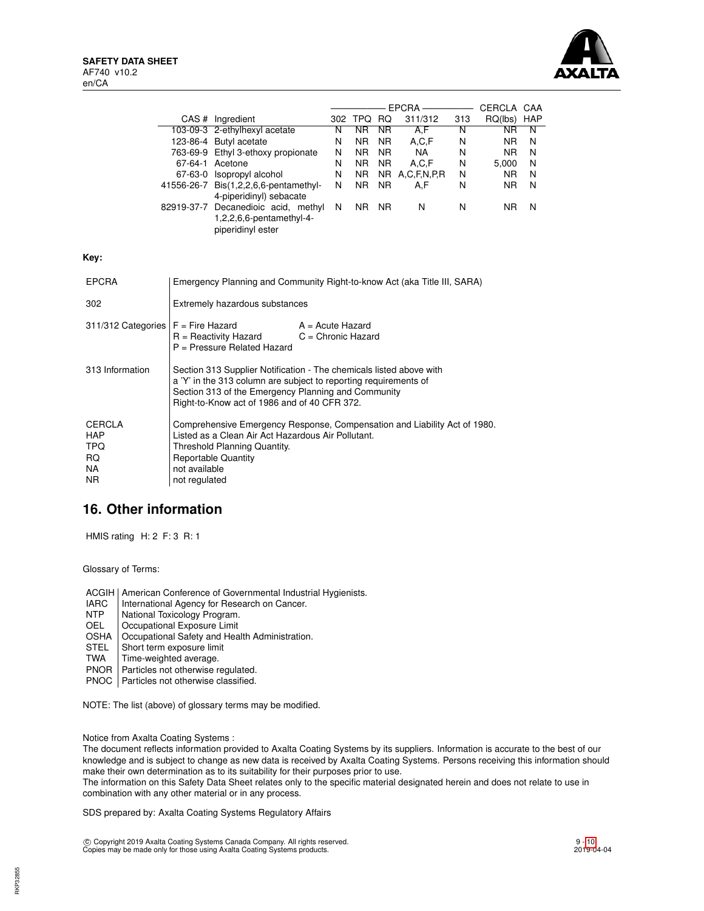| CAS # | Ingredient | EPCRA 302 | EPCRA TPQ | EPCRA RQ | EPCRA 311/312 | EPCRA 313 | CERCLA RQ(lbs) | CAA HAP |
|---|---|---|---|---|---|---|---|---|
| 103-09-3 | 2-ethylhexyl acetate | N | NR | NR | A,F | N | NR | N |
| 123-86-4 | Butyl acetate | N | NR | NR | A,C,F | N | NR | N |
| 763-69-9 | Ethyl 3-ethoxy propionate | N | NR | NR | NA | N | NR | N |
| 67-64-1 | Acetone | N | NR | NR | A,C,F | N | 5,000 | N |
| 67-63-0 | Isopropyl alcohol | N | NR | NR | A,C,F,N,P,R | N | NR | N |
| 41556-26-7 | Bis(1,2,2,6,6-pentamethyl-4-piperidinyl) sebacate | N | NR | NR | A,F | N | NR | N |
| 82919-37-7 | Decanedioic acid, methyl 1,2,2,6,6-pentamethyl-4-piperidinyl ester | N | NR | NR | N | N | NR | N |

**Key:**

| | |
|---|---|
| EPCRA | Emergency Planning and Community Right-to-know Act (aka Title III, SARA) |
| 302 | Extremely hazardous substances |
| 311/312 Categories | F = Fire Hazard; A = Acute Hazard; R = Reactivity Hazard; C = Chronic Hazard; P = Pressure Related Hazard |
| 313 Information | Section 313 Supplier Notification - The chemicals listed above with a 'Y' in the 313 column are subject to reporting requirements of Section 313 of the Emergency Planning and Community Right-to-Know act of 1986 and of 40 CFR 372. |
| CERCLA | Comprehensive Emergency Response, Compensation and Liability Act of 1980. |
| HAP | Listed as a Clean Air Act Hazardous Air Pollutant. |
| TPQ | Threshold Planning Quantity. |
| RQ | Reportable Quantity |
| NA | not available |
| NR | not regulated |

## 16. Other information

HMIS rating H: 2 F: 3 R: 1

Glossary of Terms:

| | |
|---|---|
| ACGIH | American Conference of Governmental Industrial Hygienists. |
| IARC | International Agency for Research on Cancer. |
| NTP | National Toxicology Program. |
| OEL | Occupational Exposure Limit |
| OSHA | Occupational Safety and Health Administration. |
| STEL | Short term exposure limit |
| TWA | Time-weighted average. |
| PNOR | Particles not otherwise regulated. |
| PNOC | Particles not otherwise classified. |

NOTE: The list (above) of glossary terms may be modified.

Notice from Axalta Coating Systems :
The document reflects information provided to Axalta Coating Systems by its suppliers. Information is accurate to the best of our knowledge and is subject to change as new data is received by Axalta Coating Systems. Persons receiving this information should make their own determination as to its suitability for their purposes prior to use.
The information on this Safety Data Sheet relates only to the specific material designated herein and does not relate to use in combination with any other material or in any process.

SDS prepared by: Axalta Coating Systems Regulatory Affairs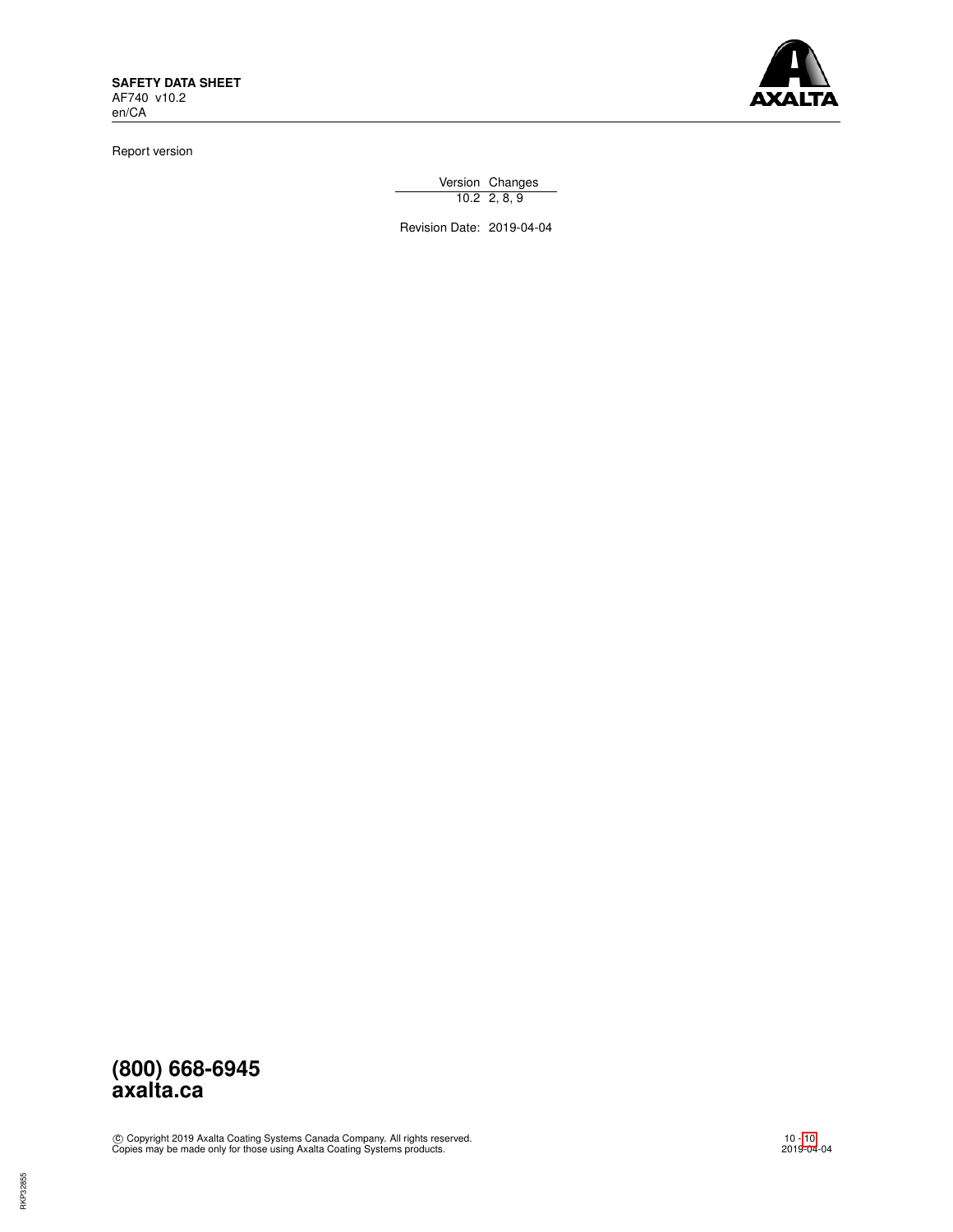Report version

| Version | Changes |
| --- | --- |
| 10.2 | 2, 8, 9 |

Revision Date: 2019-04-04

**(800) 668-6945**
**axalta.ca**

© Copyright 2019 Axalta Coating Systems Canada Company. All rights reserved.
Copies may be made only for those using Axalta Coating Systems products.